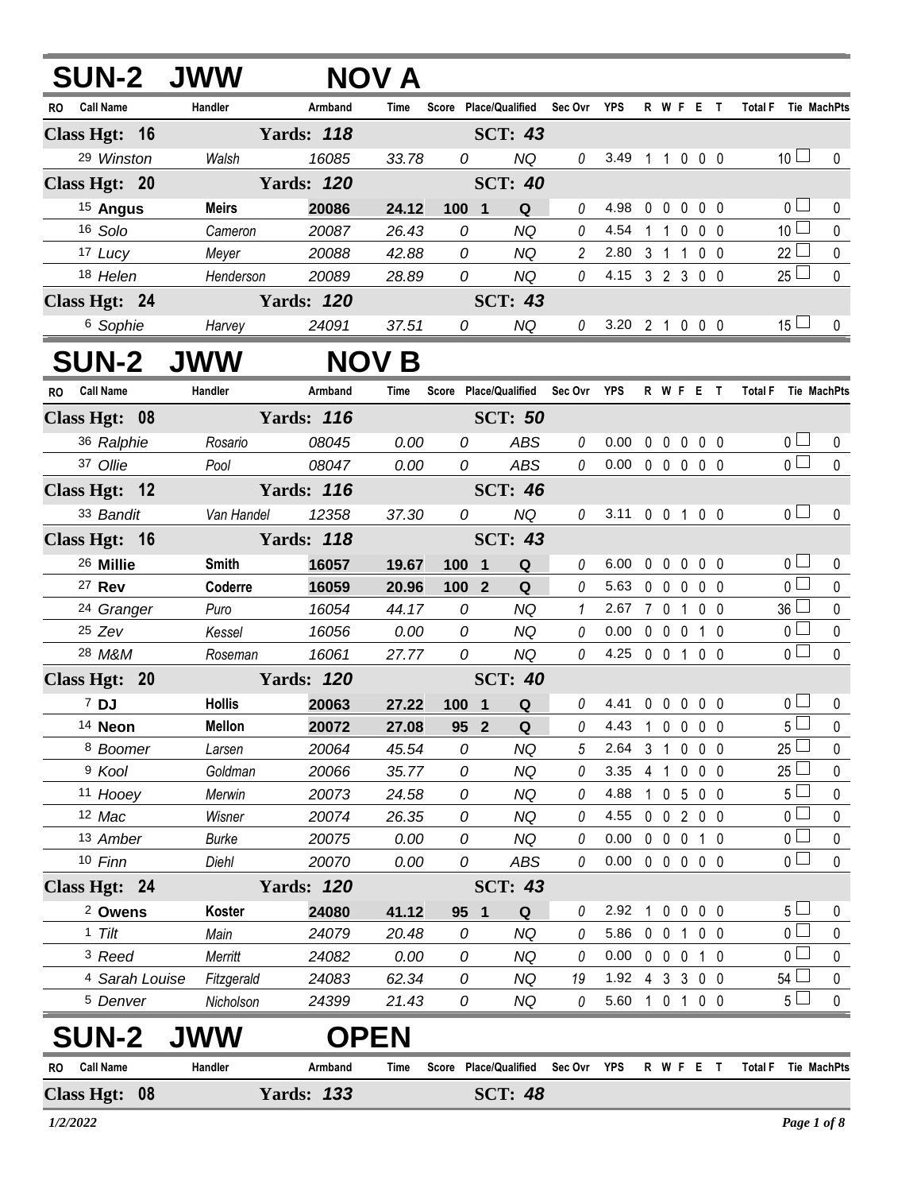## SUN-2 JWW NOV A

| RO | Call Name | Handler | Armband | Time | Score | Place/Qualified | Sec Ovr | YPS | R | W | F | E | T | Total F | Tie | MachPts |
|---|---|---|---|---|---|---|---|---|---|---|---|---|---|---|---|---|
| **Class Hgt: 16** | | **Yards: 118** | | | | **SCT: 43** | | | | | | | | | | |
| 29 | *Winston* | *Walsh* | *16085* | *33.78* | *0* | *NQ* | 0 | 3.49 | 1 | 1 | 0 | 0 | 0 | 10 | ☐ | 0 |
| **Class Hgt: 20** | | **Yards: 120** | | | | **SCT: 40** | | | | | | | | | | |
| 15 | **Angus** | **Meirs** | **20086** | **24.12** | **100** | **1 Q** | 0 | 4.98 | 0 | 0 | 0 | 0 | 0 | 0 | ☐ | 0 |
| 16 | *Solo* | *Cameron* | *20087* | *26.43* | *0* | *NQ* | 0 | 4.54 | 1 | 1 | 0 | 0 | 0 | 10 | ☐ | 0 |
| 17 | *Lucy* | *Meyer* | *20088* | *42.88* | *0* | *NQ* | 2 | 2.80 | 3 | 1 | 1 | 0 | 0 | 22 | ☐ | 0 |
| 18 | *Helen* | *Henderson* | *20089* | *28.89* | *0* | *NQ* | 0 | 4.15 | 3 | 2 | 3 | 0 | 0 | 25 | ☐ | 0 |
| **Class Hgt: 24** | | **Yards: 120** | | | | **SCT: 43** | | | | | | | | | | |
| 6 | *Sophie* | *Harvey* | *24091* | *37.51* | *0* | *NQ* | 0 | 3.20 | 2 | 1 | 0 | 0 | 0 | 15 | ☐ | 0 |

## SUN-2 JWW NOV B

| RO | Call Name | Handler | Armband | Time | Score | Place/Qualified | Sec Ovr | YPS | R | W | F | E | T | Total F | Tie | MachPts |
|---|---|---|---|---|---|---|---|---|---|---|---|---|---|---|---|---|
| **Class Hgt: 08** | | **Yards: 116** | | | | **SCT: 50** | | | | | | | | | | |
| 36 | *Ralphie* | *Rosario* | *08045* | *0.00* | *0* | *ABS* | 0 | 0.00 | 0 | 0 | 0 | 0 | 0 | 0 | ☐ | 0 |
| 37 | *Ollie* | *Pool* | *08047* | *0.00* | *0* | *ABS* | 0 | 0.00 | 0 | 0 | 0 | 0 | 0 | 0 | ☐ | 0 |
| **Class Hgt: 12** | | **Yards: 116** | | | | **SCT: 46** | | | | | | | | | | |
| 33 | *Bandit* | *Van Handel* | *12358* | *37.30* | *0* | *NQ* | 0 | 3.11 | 0 | 0 | 1 | 0 | 0 | 0 | ☐ | 0 |
| **Class Hgt: 16** | | **Yards: 118** | | | | **SCT: 43** | | | | | | | | | | |
| 26 | **Millie** | **Smith** | **16057** | **19.67** | **100** | **1 Q** | 0 | 6.00 | 0 | 0 | 0 | 0 | 0 | 0 | ☐ | 0 |
| 27 | **Rev** | **Coderre** | **16059** | **20.96** | **100** | **2 Q** | 0 | 5.63 | 0 | 0 | 0 | 0 | 0 | 0 | ☐ | 0 |
| 24 | *Granger* | *Puro* | *16054* | *44.17* | *0* | *NQ* | 1 | 2.67 | 7 | 0 | 1 | 0 | 0 | 36 | ☐ | 0 |
| 25 | *Zev* | *Kessel* | *16056* | *0.00* | *0* | *NQ* | 0 | 0.00 | 0 | 0 | 0 | 1 | 0 | 0 | ☐ | 0 |
| 28 | *M&M* | *Roseman* | *16061* | *27.77* | *0* | *NQ* | 0 | 4.25 | 0 | 0 | 1 | 0 | 0 | 0 | ☐ | 0 |
| **Class Hgt: 20** | | **Yards: 120** | | | | **SCT: 40** | | | | | | | | | | |
| 7 | **DJ** | **Hollis** | **20063** | **27.22** | **100** | **1 Q** | 0 | 4.41 | 0 | 0 | 0 | 0 | 0 | 0 | ☐ | 0 |
| 14 | **Neon** | **Mellon** | **20072** | **27.08** | **95** | **2 Q** | 0 | 4.43 | 1 | 0 | 0 | 0 | 0 | 5 | ☐ | 0 |
| 8 | *Boomer* | *Larsen* | *20064* | *45.54* | *0* | *NQ* | 5 | 2.64 | 3 | 1 | 0 | 0 | 0 | 25 | ☐ | 0 |
| 9 | *Kool* | *Goldman* | *20066* | *35.77* | *0* | *NQ* | 0 | 3.35 | 4 | 1 | 0 | 0 | 0 | 25 | ☐ | 0 |
| 11 | *Hooey* | *Merwin* | *20073* | *24.58* | *0* | *NQ* | 0 | 4.88 | 1 | 0 | 5 | 0 | 0 | 5 | ☐ | 0 |
| 12 | *Mac* | *Wisner* | *20074* | *26.35* | *0* | *NQ* | 0 | 4.55 | 0 | 0 | 2 | 0 | 0 | 0 | ☐ | 0 |
| 13 | *Amber* | *Burke* | *20075* | *0.00* | *0* | *NQ* | 0 | 0.00 | 0 | 0 | 0 | 1 | 0 | 0 | ☐ | 0 |
| 10 | *Finn* | *Diehl* | *20070* | *0.00* | *0* | *ABS* | 0 | 0.00 | 0 | 0 | 0 | 0 | 0 | 0 | ☐ | 0 |
| **Class Hgt: 24** | | **Yards: 120** | | | | **SCT: 43** | | | | | | | | | | |
| 2 | **Owens** | **Koster** | **24080** | **41.12** | **95** | **1 Q** | 0 | 2.92 | 1 | 0 | 0 | 0 | 0 | 5 | ☐ | 0 |
| 1 | *Tilt* | *Main* | *24079* | *20.48* | *0* | *NQ* | 0 | 5.86 | 0 | 0 | 1 | 0 | 0 | 0 | ☐ | 0 |
| 3 | *Reed* | *Merritt* | *24082* | *0.00* | *0* | *NQ* | 0 | 0.00 | 0 | 0 | 0 | 1 | 0 | 0 | ☐ | 0 |
| 4 | *Sarah Louise* | *Fitzgerald* | *24083* | *62.34* | *0* | *NQ* | 19 | 1.92 | 4 | 3 | 3 | 0 | 0 | 54 | ☐ | 0 |
| 5 | *Denver* | *Nicholson* | *24399* | *21.43* | *0* | *NQ* | 0 | 5.60 | 1 | 0 | 1 | 0 | 0 | 5 | ☐ | 0 |

## SUN-2 JWW OPEN

| RO | Call Name | Handler | Armband | Time | Score | Place/Qualified | Sec Ovr | YPS | R | W | F | E | T | Total F | Tie | MachPts |
|---|---|---|---|---|---|---|---|---|---|---|---|---|---|---|---|---|
| **Class Hgt: 08** | | **Yards: 133** | | | | **SCT: 48** | | | | | | | | | | |

*1/2/2022*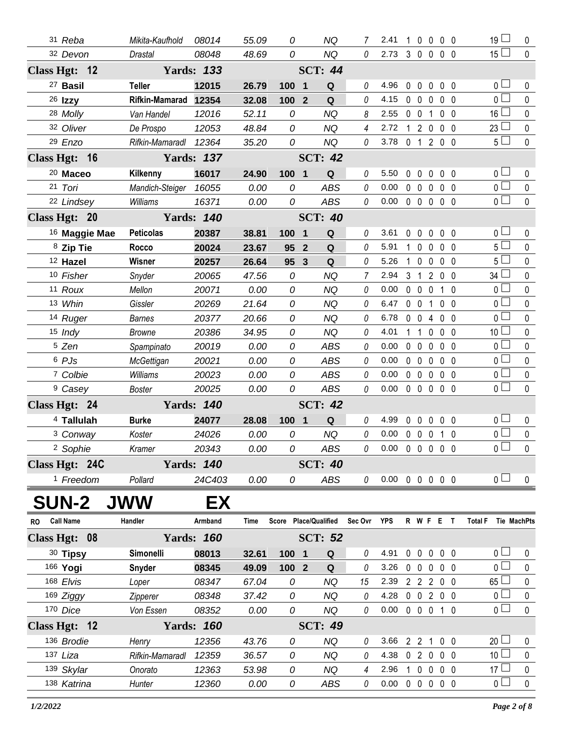| RO | Call Name | Handler | Armband | Time | Score | Place/Qualified | | Sec Ovr | YPS | R | W | F | E | T | Total F | Tie | MachPts |
|---|---|---|---|---|---|---|---|---|---|---|---|---|---|---|---|---|---|
| 31 | *Reba* | *Mikita-Kaufhold* | *08014* | *55.09* | *0* | | *NQ* | *7* | 2.41 | 1 | 0 | 0 | 0 | 0 | 19 | | 0 |
| 32 | *Devon* | *Drastal* | *08048* | *48.69* | *0* | | *NQ* | *0* | 2.73 | 3 | 0 | 0 | 0 | 0 | 15 | | 0 |
| **Class Hgt: 12** | | **Yards: 133** | | | | **SCT: 44** | | | | | | | | | | | |
| 27 | **Basil** | **Teller** | **12015** | **26.79** | **100** | **1** | **Q** | 0 | 4.96 | 0 | 0 | 0 | 0 | 0 | 0 | | 0 |
| 26 | **Izzy** | **Rifkin-Mamarad** | **12354** | **32.08** | **100** | **2** | **Q** | 0 | 4.15 | 0 | 0 | 0 | 0 | 0 | 0 | | 0 |
| 28 | *Molly* | *Van Handel* | *12016* | *52.11* | *0* | | *NQ* | *8* | 2.55 | 0 | 0 | 1 | 0 | 0 | 16 | | 0 |
| 32 | *Oliver* | *De Prospo* | *12053* | *48.84* | *0* | | *NQ* | *4* | 2.72 | 1 | 2 | 0 | 0 | 0 | 23 | | 0 |
| 29 | *Enzo* | *Rifkin-Mamaradl* | *12364* | *35.20* | *0* | | *NQ* | *0* | 3.78 | 0 | 1 | 2 | 0 | 0 | 5 | | 0 |
| **Class Hgt: 16** | | **Yards: 137** | | | | **SCT: 42** | | | | | | | | | | | |
| 20 | **Maceo** | **Kilkenny** | **16017** | **24.90** | **100** | **1** | **Q** | 0 | 5.50 | 0 | 0 | 0 | 0 | 0 | 0 | | 0 |
| 21 | *Tori* | *Mandich-Steiger* | *16055* | *0.00* | *0* | | *ABS* | *0* | 0.00 | 0 | 0 | 0 | 0 | 0 | 0 | | 0 |
| 22 | *Lindsey* | *Williams* | *16371* | *0.00* | *0* | | *ABS* | *0* | 0.00 | 0 | 0 | 0 | 0 | 0 | 0 | | 0 |
| **Class Hgt: 20** | | **Yards: 140** | | | | **SCT: 40** | | | | | | | | | | | |
| 16 | **Maggie Mae** | **Peticolas** | **20387** | **38.81** | **100** | **1** | **Q** | 0 | 3.61 | 0 | 0 | 0 | 0 | 0 | 0 | | 0 |
| 8 | **Zip Tie** | **Rocco** | **20024** | **23.67** | **95** | **2** | **Q** | 0 | 5.91 | 1 | 0 | 0 | 0 | 0 | 5 | | 0 |
| 12 | **Hazel** | **Wisner** | **20257** | **26.64** | **95** | **3** | **Q** | 0 | 5.26 | 1 | 0 | 0 | 0 | 0 | 5 | | 0 |
| 10 | *Fisher* | *Snyder* | *20065* | *47.56* | *0* | | *NQ* | *7* | 2.94 | 3 | 1 | 2 | 0 | 0 | 34 | | 0 |
| 11 | *Roux* | *Mellon* | *20071* | *0.00* | *0* | | *NQ* | *0* | 0.00 | 0 | 0 | 0 | 1 | 0 | 0 | | 0 |
| 13 | *Whin* | *Gissler* | *20269* | *21.64* | *0* | | *NQ* | *0* | 6.47 | 0 | 0 | 1 | 0 | 0 | 0 | | 0 |
| 14 | *Ruger* | *Barnes* | *20377* | *20.66* | *0* | | *NQ* | *0* | 6.78 | 0 | 0 | 4 | 0 | 0 | 0 | | 0 |
| 15 | *Indy* | *Browne* | *20386* | *34.95* | *0* | | *NQ* | *0* | 4.01 | 1 | 1 | 0 | 0 | 0 | 10 | | 0 |
| 5 | *Zen* | *Spampinato* | *20019* | *0.00* | *0* | | *ABS* | *0* | 0.00 | 0 | 0 | 0 | 0 | 0 | 0 | | 0 |
| 6 | *PJs* | *McGettigan* | *20021* | *0.00* | *0* | | *ABS* | *0* | 0.00 | 0 | 0 | 0 | 0 | 0 | 0 | | 0 |
| 7 | *Colbie* | *Williams* | *20023* | *0.00* | *0* | | *ABS* | *0* | 0.00 | 0 | 0 | 0 | 0 | 0 | 0 | | 0 |
| 9 | *Casey* | *Boster* | *20025* | *0.00* | *0* | | *ABS* | *0* | 0.00 | 0 | 0 | 0 | 0 | 0 | 0 | | 0 |
| **Class Hgt: 24** | | **Yards: 140** | | | | **SCT: 42** | | | | | | | | | | | |
| 4 | **Tallulah** | **Burke** | **24077** | **28.08** | **100** | **1** | **Q** | 0 | 4.99 | 0 | 0 | 0 | 0 | 0 | 0 | | 0 |
| 3 | *Conway* | *Koster* | *24026* | *0.00* | *0* | | *NQ* | *0* | 0.00 | 0 | 0 | 0 | 1 | 0 | 0 | | 0 |
| 2 | *Sophie* | *Kramer* | *20343* | *0.00* | *0* | | *ABS* | *0* | 0.00 | 0 | 0 | 0 | 0 | 0 | 0 | | 0 |
| **Class Hgt: 24C** | | **Yards: 140** | | | | **SCT: 40** | | | | | | | | | | | |
| 1 | *Freedom* | *Pollard* | *24C403* | *0.00* | *0* | | *ABS* | *0* | 0.00 | 0 | 0 | 0 | 0 | 0 | 0 | | 0 |

# SUN-2 JWW EX

| RO | Call Name | Handler | Armband | Time | Score | Place/Qualified | | Sec Ovr | YPS | R | W | F | E | T | Total F | Tie | MachPts |
|---|---|---|---|---|---|---|---|---|---|---|---|---|---|---|---|---|---|
| **Class Hgt: 08** | | **Yards: 160** | | | | **SCT: 52** | | | | | | | | | | | |
| 30 | **Tipsy** | **Simonelli** | **08013** | **32.61** | **100** | **1** | **Q** | 0 | 4.91 | 0 | 0 | 0 | 0 | 0 | 0 | | 0 |
| 166 | **Yogi** | **Snyder** | **08345** | **49.09** | **100** | **2** | **Q** | 0 | 3.26 | 0 | 0 | 0 | 0 | 0 | 0 | | 0 |
| 168 | *Elvis* | *Loper* | *08347* | *67.04* | *0* | | *NQ* | *15* | 2.39 | 2 | 2 | 2 | 0 | 0 | 65 | | 0 |
| 169 | *Ziggy* | *Zipperer* | *08348* | *37.42* | *0* | | *NQ* | *0* | 4.28 | 0 | 0 | 2 | 0 | 0 | 0 | | 0 |
| 170 | *Dice* | *Von Essen* | *08352* | *0.00* | *0* | | *NQ* | *0* | 0.00 | 0 | 0 | 0 | 1 | 0 | 0 | | 0 |
| **Class Hgt: 12** | | **Yards: 160** | | | | **SCT: 49** | | | | | | | | | | | |
| 136 | *Brodie* | *Henry* | *12356* | *43.76* | *0* | | *NQ* | *0* | 3.66 | 2 | 2 | 1 | 0 | 0 | 20 | | 0 |
| 137 | *Liza* | *Rifkin-Mamaradl* | *12359* | *36.57* | *0* | | *NQ* | *0* | 4.38 | 0 | 2 | 0 | 0 | 0 | 10 | | 0 |
| 139 | *Skylar* | *Onorato* | *12363* | *53.98* | *0* | | *NQ* | *4* | 2.96 | 1 | 0 | 0 | 0 | 0 | 17 | | 0 |
| 138 | *Katrina* | *Hunter* | *12360* | *0.00* | *0* | | *ABS* | *0* | 0.00 | 0 | 0 | 0 | 0 | 0 | 0 | | 0 |

*1/2/2022*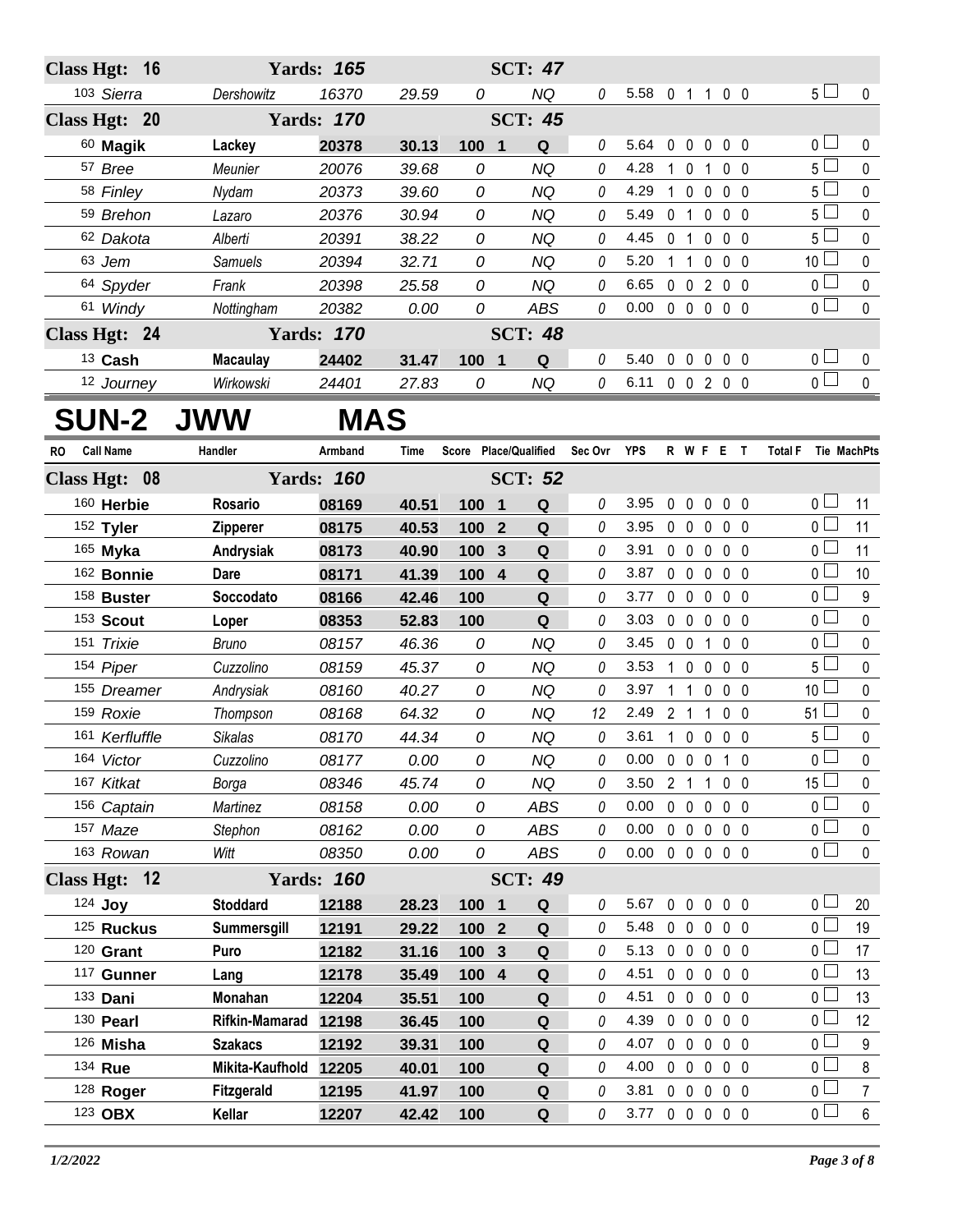| Class Hgt: 16 | | Yards: 165 | | | SCT: 47 | | | | | | | | | |
|---|---|---|---|---|---|---|---|---|---|---|---|---|---|---|
| 103 Sierra | Dershowitz | 16370 | 29.59 | 0 | | NQ | 0 | 5.58 | 0 | 1 | 1 | 0 | 0 | 5 | 0 |

| Class Hgt: 20 | | Yards: 170 | | | | SCT: 45 | | | | | | | | | |
|---|---|---|---|---|---|---|---|---|---|---|---|---|---|---|---|
| 60 **Magik** | **Lackey** | **20378** | **30.13** | **100** | **1** | **Q** | 0 | 5.64 | 0 | 0 | 0 | 0 | 0 | 0 | 0 |
| 57 Bree | Meunier | 20076 | 39.68 | 0 | | NQ | 0 | 4.28 | 1 | 0 | 1 | 0 | 0 | 5 | 0 |
| 58 Finley | Nydam | 20373 | 39.60 | 0 | | NQ | 0 | 4.29 | 1 | 0 | 0 | 0 | 0 | 5 | 0 |
| 59 Brehon | Lazaro | 20376 | 30.94 | 0 | | NQ | 0 | 5.49 | 0 | 1 | 0 | 0 | 0 | 5 | 0 |
| 62 Dakota | Alberti | 20391 | 38.22 | 0 | | NQ | 0 | 4.45 | 0 | 1 | 0 | 0 | 0 | 5 | 0 |
| 63 Jem | Samuels | 20394 | 32.71 | 0 | | NQ | 0 | 5.20 | 1 | 1 | 0 | 0 | 0 | 10 | 0 |
| 64 Spyder | Frank | 20398 | 25.58 | 0 | | NQ | 0 | 6.65 | 0 | 0 | 2 | 0 | 0 | 0 | 0 |
| 61 Windy | Nottingham | 20382 | 0.00 | 0 | | ABS | 0 | 0.00 | 0 | 0 | 0 | 0 | 0 | 0 | 0 |

| Class Hgt: 24 | | Yards: 170 | | | | SCT: 48 | | | | | | | | | |
|---|---|---|---|---|---|---|---|---|---|---|---|---|---|---|---|
| 13 **Cash** | **Macaulay** | **24402** | **31.47** | **100** | **1** | **Q** | 0 | 5.40 | 0 | 0 | 0 | 0 | 0 | 0 | 0 |
| 12 Journey | Wirkowski | 24401 | 27.83 | 0 | | NQ | 0 | 6.11 | 0 | 0 | 2 | 0 | 0 | 0 | 0 |

# SUN-2 JWW MAS

| RO Call Name | Handler | Armband | Time | Score | Place | Qualified | Sec Ovr | YPS | R | W | F | E | T | Total F | Tie MachPts |
|---|---|---|---|---|---|---|---|---|---|---|---|---|---|---|---|
| **Class Hgt: 08** | | **Yards: 160** | | | | **SCT: 52** | | | | | | | | | |
| 160 **Herbie** | **Rosario** | **08169** | **40.51** | **100** | **1** | **Q** | 0 | 3.95 | 0 | 0 | 0 | 0 | 0 | 0 | 11 |
| 152 **Tyler** | **Zipperer** | **08175** | **40.53** | **100** | **2** | **Q** | 0 | 3.95 | 0 | 0 | 0 | 0 | 0 | 0 | 11 |
| 165 **Myka** | **Andrysiak** | **08173** | **40.90** | **100** | **3** | **Q** | 0 | 3.91 | 0 | 0 | 0 | 0 | 0 | 0 | 11 |
| 162 **Bonnie** | **Dare** | **08171** | **41.39** | **100** | **4** | **Q** | 0 | 3.87 | 0 | 0 | 0 | 0 | 0 | 0 | 10 |
| 158 **Buster** | **Soccodato** | **08166** | **42.46** | **100** | | **Q** | 0 | 3.77 | 0 | 0 | 0 | 0 | 0 | 0 | 9 |
| 153 **Scout** | **Loper** | **08353** | **52.83** | **100** | | **Q** | 0 | 3.03 | 0 | 0 | 0 | 0 | 0 | 0 | 0 |
| 151 Trixie | Bruno | 08157 | 46.36 | 0 | | NQ | 0 | 3.45 | 0 | 0 | 1 | 0 | 0 | 0 | 0 |
| 154 Piper | Cuzzolino | 08159 | 45.37 | 0 | | NQ | 0 | 3.53 | 1 | 0 | 0 | 0 | 0 | 5 | 0 |
| 155 Dreamer | Andrysiak | 08160 | 40.27 | 0 | | NQ | 0 | 3.97 | 1 | 1 | 0 | 0 | 0 | 10 | 0 |
| 159 Roxie | Thompson | 08168 | 64.32 | 0 | | NQ | 12 | 2.49 | 2 | 1 | 1 | 0 | 0 | 51 | 0 |
| 161 Kerfluffle | Sikalas | 08170 | 44.34 | 0 | | NQ | 0 | 3.61 | 1 | 0 | 0 | 0 | 0 | 5 | 0 |
| 164 Victor | Cuzzolino | 08177 | 0.00 | 0 | | NQ | 0 | 0.00 | 0 | 0 | 0 | 1 | 0 | 0 | 0 |
| 167 Kitkat | Borga | 08346 | 45.74 | 0 | | NQ | 0 | 3.50 | 2 | 1 | 1 | 0 | 0 | 15 | 0 |
| 156 Captain | Martinez | 08158 | 0.00 | 0 | | ABS | 0 | 0.00 | 0 | 0 | 0 | 0 | 0 | 0 | 0 |
| 157 Maze | Stephon | 08162 | 0.00 | 0 | | ABS | 0 | 0.00 | 0 | 0 | 0 | 0 | 0 | 0 | 0 |
| 163 Rowan | Witt | 08350 | 0.00 | 0 | | ABS | 0 | 0.00 | 0 | 0 | 0 | 0 | 0 | 0 | 0 |
| **Class Hgt: 12** | | **Yards: 160** | | | | **SCT: 49** | | | | | | | | | |
| 124 **Joy** | **Stoddard** | **12188** | **28.23** | **100** | **1** | **Q** | 0 | 5.67 | 0 | 0 | 0 | 0 | 0 | 0 | 20 |
| 125 **Ruckus** | **Summersgill** | **12191** | **29.22** | **100** | **2** | **Q** | 0 | 5.48 | 0 | 0 | 0 | 0 | 0 | 0 | 19 |
| 120 **Grant** | **Puro** | **12182** | **31.16** | **100** | **3** | **Q** | 0 | 5.13 | 0 | 0 | 0 | 0 | 0 | 0 | 17 |
| 117 **Gunner** | **Lang** | **12178** | **35.49** | **100** | **4** | **Q** | 0 | 4.51 | 0 | 0 | 0 | 0 | 0 | 0 | 13 |
| 133 **Dani** | **Monahan** | **12204** | **35.51** | **100** | | **Q** | 0 | 4.51 | 0 | 0 | 0 | 0 | 0 | 0 | 13 |
| 130 **Pearl** | **Rifkin-Mamarad** | **12198** | **36.45** | **100** | | **Q** | 0 | 4.39 | 0 | 0 | 0 | 0 | 0 | 0 | 12 |
| 126 **Misha** | **Szakacs** | **12192** | **39.31** | **100** | | **Q** | 0 | 4.07 | 0 | 0 | 0 | 0 | 0 | 0 | 9 |
| 134 **Rue** | **Mikita-Kaufhold** | **12205** | **40.01** | **100** | | **Q** | 0 | 4.00 | 0 | 0 | 0 | 0 | 0 | 0 | 8 |
| 128 **Roger** | **Fitzgerald** | **12195** | **41.97** | **100** | | **Q** | 0 | 3.81 | 0 | 0 | 0 | 0 | 0 | 0 | 7 |
| 123 **OBX** | **Kellar** | **12207** | **42.42** | **100** | | **Q** | 0 | 3.77 | 0 | 0 | 0 | 0 | 0 | 0 | 6 |

1/2/2022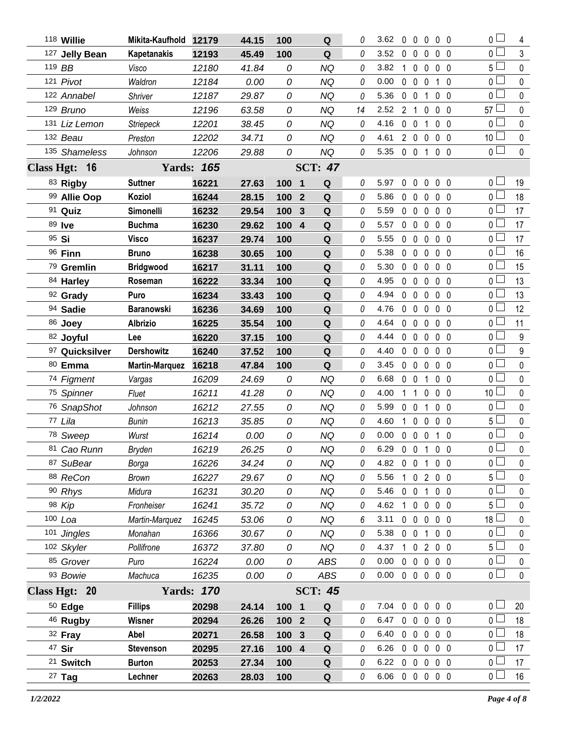| | Handler | Reg | Time | Score | Plc | Q | TF | YPS | R | W | O | F | T | Total Faults | | Pts |
|---|---|---|---|---|---|---|---|---|---|---|---|---|---|---|---|---|
| 118 **Willie** | **Mikita-Kaufhold** | **12179** | **44.15** | **100** | | **Q** | 0 | 3.62 | 0 | 0 | 0 | 0 | 0 | 0 | ☐ | 4 |
| 127 **Jelly Bean** | **Kapetanakis** | **12193** | **45.49** | **100** | | **Q** | 0 | 3.52 | 0 | 0 | 0 | 0 | 0 | 0 | ☐ | 3 |
| 119 *BB* | *Visco* | *12180* | *41.84* | *0* | | *NQ* | 0 | 3.82 | 1 | 0 | 0 | 0 | 0 | 5 | ☐ | 0 |
| 121 *Pivot* | *Waldron* | *12184* | *0.00* | *0* | | *NQ* | 0 | 0.00 | 0 | 0 | 0 | 1 | 0 | 0 | ☐ | 0 |
| 122 *Annabel* | *Shriver* | *12187* | *29.87* | *0* | | *NQ* | 0 | 5.36 | 0 | 0 | 1 | 0 | 0 | 0 | ☐ | 0 |
| 129 *Bruno* | *Weiss* | *12196* | *63.58* | *0* | | *NQ* | 14 | 2.52 | 2 | 1 | 0 | 0 | 0 | 57 | ☐ | 0 |
| 131 *Liz Lemon* | *Striepeck* | *12201* | *38.45* | *0* | | *NQ* | 0 | 4.16 | 0 | 0 | 1 | 0 | 0 | 0 | ☐ | 0 |
| 132 *Beau* | *Preston* | *12202* | *34.71* | *0* | | *NQ* | 0 | 4.61 | 2 | 0 | 0 | 0 | 0 | 10 | ☐ | 0 |
| 135 *Shameless* | *Johnson* | *12206* | *29.88* | *0* | | *NQ* | 0 | 5.35 | 0 | 0 | 1 | 0 | 0 | 0 | ☐ | 0 |
| **Class Hgt: 16** | | ***Yards: 165*** | | | | ***SCT: 47*** | | | | | | | | | | |
| 83 **Rigby** | **Suttner** | **16221** | **27.63** | **100** | **1** | **Q** | 0 | 5.97 | 0 | 0 | 0 | 0 | 0 | 0 | ☐ | 19 |
| 99 **Allie Oop** | **Koziol** | **16244** | **28.15** | **100** | **2** | **Q** | 0 | 5.86 | 0 | 0 | 0 | 0 | 0 | 0 | ☐ | 18 |
| 91 **Quiz** | **Simonelli** | **16232** | **29.54** | **100** | **3** | **Q** | 0 | 5.59 | 0 | 0 | 0 | 0 | 0 | 0 | ☐ | 17 |
| 89 **Ive** | **Buchma** | **16230** | **29.62** | **100** | **4** | **Q** | 0 | 5.57 | 0 | 0 | 0 | 0 | 0 | 0 | ☐ | 17 |
| 95 **Si** | **Visco** | **16237** | **29.74** | **100** | | **Q** | 0 | 5.55 | 0 | 0 | 0 | 0 | 0 | 0 | ☐ | 17 |
| 96 **Finn** | **Bruno** | **16238** | **30.65** | **100** | | **Q** | 0 | 5.38 | 0 | 0 | 0 | 0 | 0 | 0 | ☐ | 16 |
| 79 **Gremlin** | **Bridgwood** | **16217** | **31.11** | **100** | | **Q** | 0 | 5.30 | 0 | 0 | 0 | 0 | 0 | 0 | ☐ | 15 |
| 84 **Harley** | **Roseman** | **16222** | **33.34** | **100** | | **Q** | 0 | 4.95 | 0 | 0 | 0 | 0 | 0 | 0 | ☐ | 13 |
| 92 **Grady** | **Puro** | **16234** | **33.43** | **100** | | **Q** | 0 | 4.94 | 0 | 0 | 0 | 0 | 0 | 0 | ☐ | 13 |
| 94 **Sadie** | **Baranowski** | **16236** | **34.69** | **100** | | **Q** | 0 | 4.76 | 0 | 0 | 0 | 0 | 0 | 0 | ☐ | 12 |
| 86 **Joey** | **Albrizio** | **16225** | **35.54** | **100** | | **Q** | 0 | 4.64 | 0 | 0 | 0 | 0 | 0 | 0 | ☐ | 11 |
| 82 **Joyful** | **Lee** | **16220** | **37.15** | **100** | | **Q** | 0 | 4.44 | 0 | 0 | 0 | 0 | 0 | 0 | ☐ | 9 |
| 97 **Quicksilver** | **Dershowitz** | **16240** | **37.52** | **100** | | **Q** | 0 | 4.40 | 0 | 0 | 0 | 0 | 0 | 0 | ☐ | 9 |
| 80 **Emma** | **Martin-Marquez** | **16218** | **47.84** | **100** | | **Q** | 0 | 3.45 | 0 | 0 | 0 | 0 | 0 | 0 | ☐ | 0 |
| 74 *Figment* | *Vargas* | *16209* | *24.69* | *0* | | *NQ* | 0 | 6.68 | 0 | 0 | 1 | 0 | 0 | 0 | ☐ | 0 |
| 75 *Spinner* | *Fluet* | *16211* | *41.28* | *0* | | *NQ* | 0 | 4.00 | 1 | 1 | 0 | 0 | 0 | 10 | ☐ | 0 |
| 76 *SnapShot* | *Johnson* | *16212* | *27.55* | *0* | | *NQ* | 0 | 5.99 | 0 | 0 | 1 | 0 | 0 | 0 | ☐ | 0 |
| 77 *Lila* | *Bunin* | *16213* | *35.85* | *0* | | *NQ* | 0 | 4.60 | 1 | 0 | 0 | 0 | 0 | 5 | ☐ | 0 |
| 78 *Sweep* | *Wurst* | *16214* | *0.00* | *0* | | *NQ* | 0 | 0.00 | 0 | 0 | 0 | 1 | 0 | 0 | ☐ | 0 |
| 81 *Cao Runn* | *Bryden* | *16219* | *26.25* | *0* | | *NQ* | 0 | 6.29 | 0 | 0 | 1 | 0 | 0 | 0 | ☐ | 0 |
| 87 *SuBear* | *Borga* | *16226* | *34.24* | *0* | | *NQ* | 0 | 4.82 | 0 | 0 | 1 | 0 | 0 | 0 | ☐ | 0 |
| 88 *ReCon* | *Brown* | *16227* | *29.67* | *0* | | *NQ* | 0 | 5.56 | 1 | 0 | 2 | 0 | 0 | 5 | ☐ | 0 |
| 90 *Rhys* | *Midura* | *16231* | *30.20* | *0* | | *NQ* | 0 | 5.46 | 0 | 0 | 1 | 0 | 0 | 0 | ☐ | 0 |
| 98 *Kip* | *Fronheiser* | *16241* | *35.72* | *0* | | *NQ* | 0 | 4.62 | 1 | 0 | 0 | 0 | 0 | 5 | ☐ | 0 |
| 100 *Loa* | *Martin-Marquez* | *16245* | *53.06* | *0* | | *NQ* | 6 | 3.11 | 0 | 0 | 0 | 0 | 0 | 18 | ☐ | 0 |
| 101 *Jingles* | *Monahan* | *16366* | *30.67* | *0* | | *NQ* | 0 | 5.38 | 0 | 0 | 1 | 0 | 0 | 0 | ☐ | 0 |
| 102 *Skyler* | *Pollifrone* | *16372* | *37.80* | *0* | | *NQ* | 0 | 4.37 | 1 | 0 | 2 | 0 | 0 | 5 | ☐ | 0 |
| 85 *Grover* | *Puro* | *16224* | *0.00* | *0* | | *ABS* | 0 | 0.00 | 0 | 0 | 0 | 0 | 0 | 0 | ☐ | 0 |
| 93 *Bowie* | *Machuca* | *16235* | *0.00* | *0* | | *ABS* | 0 | 0.00 | 0 | 0 | 0 | 0 | 0 | 0 | ☐ | 0 |
| **Class Hgt: 20** | | ***Yards: 170*** | | | | ***SCT: 45*** | | | | | | | | | | |
| 50 **Edge** | **Fillips** | **20298** | **24.14** | **100** | **1** | **Q** | 0 | 7.04 | 0 | 0 | 0 | 0 | 0 | 0 | ☐ | 20 |
| 46 **Rugby** | **Wisner** | **20294** | **26.26** | **100** | **2** | **Q** | 0 | 6.47 | 0 | 0 | 0 | 0 | 0 | 0 | ☐ | 18 |
| 32 **Fray** | **Abel** | **20271** | **26.58** | **100** | **3** | **Q** | 0 | 6.40 | 0 | 0 | 0 | 0 | 0 | 0 | ☐ | 18 |
| 47 **Sir** | **Stevenson** | **20295** | **27.16** | **100** | **4** | **Q** | 0 | 6.26 | 0 | 0 | 0 | 0 | 0 | 0 | ☐ | 17 |
| 21 **Switch** | **Burton** | **20253** | **27.34** | **100** | | **Q** | 0 | 6.22 | 0 | 0 | 0 | 0 | 0 | 0 | ☐ | 17 |
| 27 **Tag** | **Lechner** | **20263** | **28.03** | **100** | | **Q** | 0 | 6.06 | 0 | 0 | 0 | 0 | 0 | 0 | ☐ | 16 |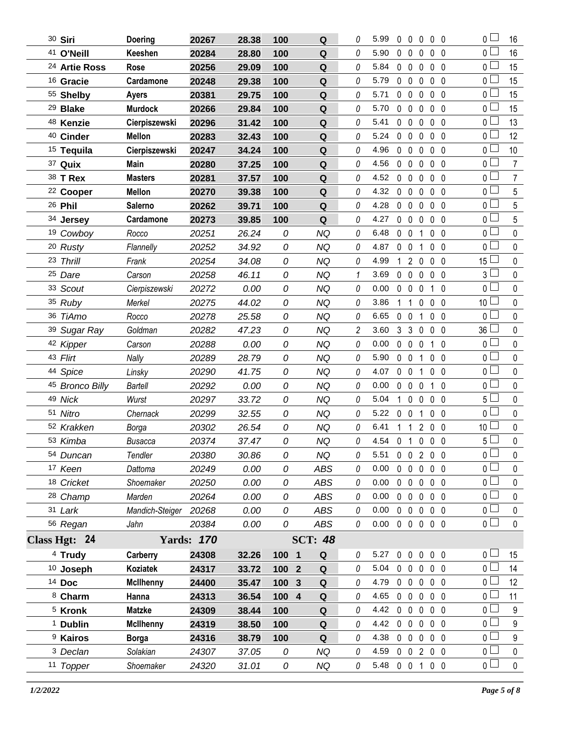| # | Dog | Handler | Armband | Time | Score | Place | Q/NQ | Faults | YPS | | | | | | Total Faults | Points |
|---|---|---|---|---|---|---|---|---|---|---|---|---|---|---|---|---|
| 30 | **Siri** | **Doering** | **20267** | **28.38** | **100** | | **Q** | 0 | 5.99 | 0 | 0 | 0 | 0 | 0 | 0 | 16 |
| 41 | **O'Neill** | **Keeshen** | **20284** | **28.80** | **100** | | **Q** | 0 | 5.90 | 0 | 0 | 0 | 0 | 0 | 0 | 16 |
| 24 | **Artie Ross** | **Rose** | **20256** | **29.09** | **100** | | **Q** | 0 | 5.84 | 0 | 0 | 0 | 0 | 0 | 0 | 15 |
| 16 | **Gracie** | **Cardamone** | **20248** | **29.38** | **100** | | **Q** | 0 | 5.79 | 0 | 0 | 0 | 0 | 0 | 0 | 15 |
| 55 | **Shelby** | **Ayers** | **20381** | **29.75** | **100** | | **Q** | 0 | 5.71 | 0 | 0 | 0 | 0 | 0 | 0 | 15 |
| 29 | **Blake** | **Murdock** | **20266** | **29.84** | **100** | | **Q** | 0 | 5.70 | 0 | 0 | 0 | 0 | 0 | 0 | 15 |
| 48 | **Kenzie** | **Cierpiszewski** | **20296** | **31.42** | **100** | | **Q** | 0 | 5.41 | 0 | 0 | 0 | 0 | 0 | 0 | 13 |
| 40 | **Cinder** | **Mellon** | **20283** | **32.43** | **100** | | **Q** | 0 | 5.24 | 0 | 0 | 0 | 0 | 0 | 0 | 12 |
| 15 | **Tequila** | **Cierpiszewski** | **20247** | **34.24** | **100** | | **Q** | 0 | 4.96 | 0 | 0 | 0 | 0 | 0 | 0 | 10 |
| 37 | **Quix** | **Main** | **20280** | **37.25** | **100** | | **Q** | 0 | 4.56 | 0 | 0 | 0 | 0 | 0 | 0 | 7 |
| 38 | **T Rex** | **Masters** | **20281** | **37.57** | **100** | | **Q** | 0 | 4.52 | 0 | 0 | 0 | 0 | 0 | 0 | 7 |
| 22 | **Cooper** | **Mellon** | **20270** | **39.38** | **100** | | **Q** | 0 | 4.32 | 0 | 0 | 0 | 0 | 0 | 0 | 5 |
| 26 | **Phil** | **Salerno** | **20262** | **39.71** | **100** | | **Q** | 0 | 4.28 | 0 | 0 | 0 | 0 | 0 | 0 | 5 |
| 34 | **Jersey** | **Cardamone** | **20273** | **39.85** | **100** | | **Q** | 0 | 4.27 | 0 | 0 | 0 | 0 | 0 | 0 | 5 |
| 19 | *Cowboy* | *Rocco* | *20251* | *26.24* | *0* | | *NQ* | 0 | 6.48 | 0 | 0 | 1 | 0 | 0 | 0 | 0 |
| 20 | *Rusty* | *Flannelly* | *20252* | *34.92* | *0* | | *NQ* | 0 | 4.87 | 0 | 0 | 1 | 0 | 0 | 0 | 0 |
| 23 | *Thrill* | *Frank* | *20254* | *34.08* | *0* | | *NQ* | 0 | 4.99 | 1 | 2 | 0 | 0 | 0 | 15 | 0 |
| 25 | *Dare* | *Carson* | *20258* | *46.11* | *0* | | *NQ* | 1 | 3.69 | 0 | 0 | 0 | 0 | 0 | 3 | 0 |
| 33 | *Scout* | *Cierpiszewski* | *20272* | *0.00* | *0* | | *NQ* | 0 | 0.00 | 0 | 0 | 0 | 1 | 0 | 0 | 0 |
| 35 | *Ruby* | *Merkel* | *20275* | *44.02* | *0* | | *NQ* | 0 | 3.86 | 1 | 1 | 0 | 0 | 0 | 10 | 0 |
| 36 | *TiAmo* | *Rocco* | *20278* | *25.58* | *0* | | *NQ* | 0 | 6.65 | 0 | 0 | 1 | 0 | 0 | 0 | 0 |
| 39 | *Sugar Ray* | *Goldman* | *20282* | *47.23* | *0* | | *NQ* | 2 | 3.60 | 3 | 3 | 0 | 0 | 0 | 36 | 0 |
| 42 | *Kipper* | *Carson* | *20288* | *0.00* | *0* | | *NQ* | 0 | 0.00 | 0 | 0 | 0 | 1 | 0 | 0 | 0 |
| 43 | *Flirt* | *Nally* | *20289* | *28.79* | *0* | | *NQ* | 0 | 5.90 | 0 | 0 | 1 | 0 | 0 | 0 | 0 |
| 44 | *Spice* | *Linsky* | *20290* | *41.75* | *0* | | *NQ* | 0 | 4.07 | 0 | 0 | 1 | 0 | 0 | 0 | 0 |
| 45 | *Bronco Billy* | *Bartell* | *20292* | *0.00* | *0* | | *NQ* | 0 | 0.00 | 0 | 0 | 0 | 1 | 0 | 0 | 0 |
| 49 | *Nick* | *Wurst* | *20297* | *33.72* | *0* | | *NQ* | 0 | 5.04 | 1 | 0 | 0 | 0 | 0 | 5 | 0 |
| 51 | *Nitro* | *Chernack* | *20299* | *32.55* | *0* | | *NQ* | 0 | 5.22 | 0 | 0 | 1 | 0 | 0 | 0 | 0 |
| 52 | *Krakken* | *Borga* | *20302* | *26.54* | *0* | | *NQ* | 0 | 6.41 | 1 | 1 | 2 | 0 | 0 | 10 | 0 |
| 53 | *Kimba* | *Busacca* | *20374* | *37.47* | *0* | | *NQ* | 0 | 4.54 | 0 | 1 | 0 | 0 | 0 | 5 | 0 |
| 54 | *Duncan* | *Tendler* | *20380* | *30.86* | *0* | | *NQ* | 0 | 5.51 | 0 | 0 | 2 | 0 | 0 | 0 | 0 |
| 17 | *Keen* | *Dattoma* | *20249* | *0.00* | *0* | | *ABS* | 0 | 0.00 | 0 | 0 | 0 | 0 | 0 | 0 | 0 |
| 18 | *Cricket* | *Shoemaker* | *20250* | *0.00* | *0* | | *ABS* | 0 | 0.00 | 0 | 0 | 0 | 0 | 0 | 0 | 0 |
| 28 | *Champ* | *Marden* | *20264* | *0.00* | *0* | | *ABS* | 0 | 0.00 | 0 | 0 | 0 | 0 | 0 | 0 | 0 |
| 31 | *Lark* | *Mandich-Steiger* | *20268* | *0.00* | *0* | | *ABS* | 0 | 0.00 | 0 | 0 | 0 | 0 | 0 | 0 | 0 |
| 56 | *Regan* | *Jahn* | *20384* | *0.00* | *0* | | *ABS* | 0 | 0.00 | 0 | 0 | 0 | 0 | 0 | 0 | 0 |

**Class Hgt: 24** **Yards: *170*** **SCT: *48***

| # | Dog | Handler | Armband | Time | Score | Place | Q/NQ | Faults | YPS | | | | | | Total Faults | Points |
|---|---|---|---|---|---|---|---|---|---|---|---|---|---|---|---|---|
| 4 | **Trudy** | **Carberry** | **24308** | **32.26** | **100** | **1** | **Q** | 0 | 5.27 | 0 | 0 | 0 | 0 | 0 | 0 | 15 |
| 10 | **Joseph** | **Koziatek** | **24317** | **33.72** | **100** | **2** | **Q** | 0 | 5.04 | 0 | 0 | 0 | 0 | 0 | 0 | 14 |
| 14 | **Doc** | **McIlhenny** | **24400** | **35.47** | **100** | **3** | **Q** | 0 | 4.79 | 0 | 0 | 0 | 0 | 0 | 0 | 12 |
| 8 | **Charm** | **Hanna** | **24313** | **36.54** | **100** | **4** | **Q** | 0 | 4.65 | 0 | 0 | 0 | 0 | 0 | 0 | 11 |
| 5 | **Kronk** | **Matzke** | **24309** | **38.44** | **100** | | **Q** | 0 | 4.42 | 0 | 0 | 0 | 0 | 0 | 0 | 9 |
| 1 | **Dublin** | **McIlhenny** | **24319** | **38.50** | **100** | | **Q** | 0 | 4.42 | 0 | 0 | 0 | 0 | 0 | 0 | 9 |
| 9 | **Kairos** | **Borga** | **24316** | **38.79** | **100** | | **Q** | 0 | 4.38 | 0 | 0 | 0 | 0 | 0 | 0 | 9 |
| 3 | *Declan* | *Solakian* | *24307* | *37.05* | *0* | | *NQ* | 0 | 4.59 | 0 | 0 | 2 | 0 | 0 | 0 | 0 |
| 11 | *Topper* | *Shoemaker* | *24320* | *31.01* | *0* | | *NQ* | 0 | 5.48 | 0 | 0 | 1 | 0 | 0 | 0 | 0 |

*1/2/2022*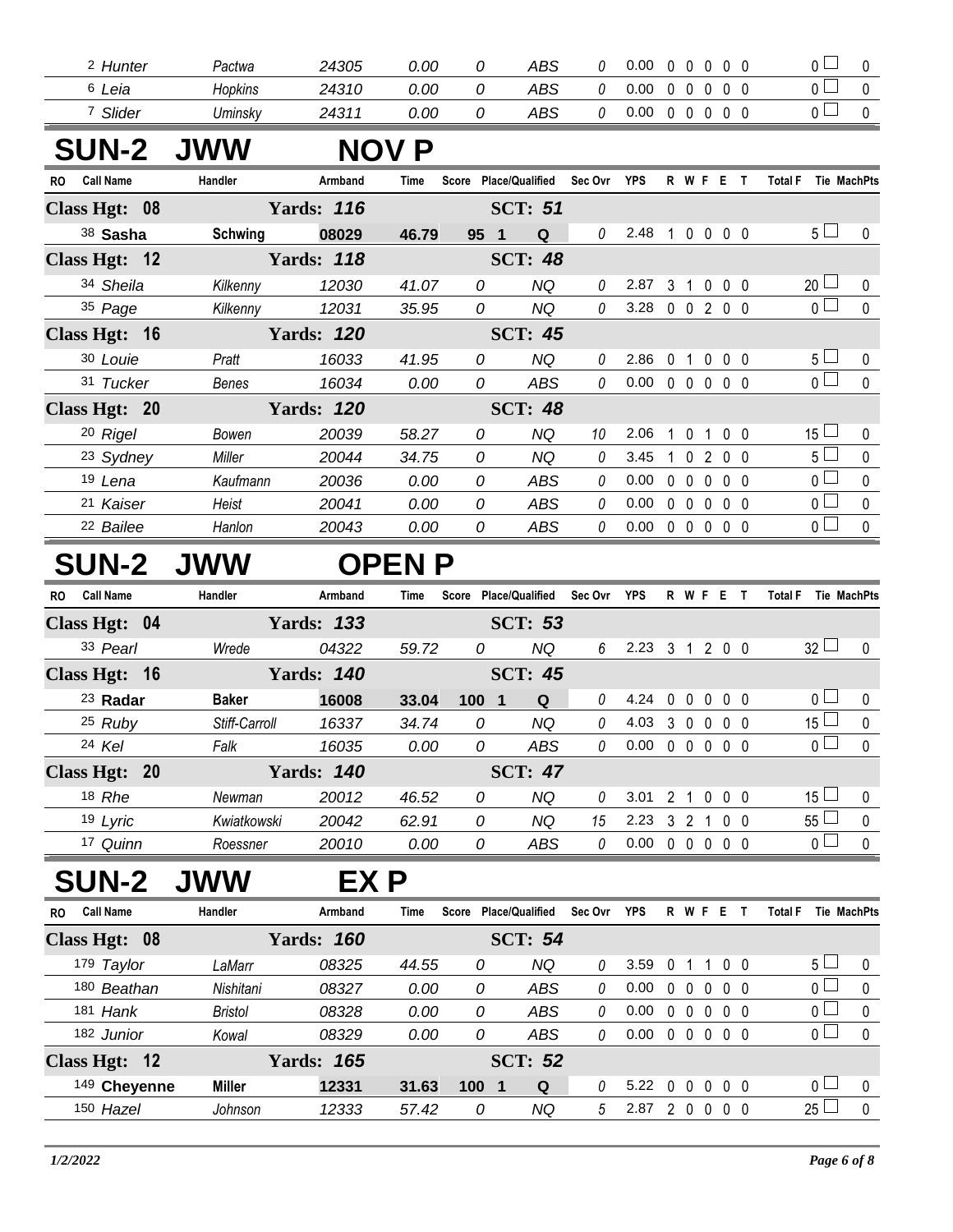| RO | Call Name | Handler | Armband | Time | Score | Place/Qualified | Sec Ovr | YPS | R | W | F | E | T | Total F | Tie | MachPts |
|---|---|---|---|---|---|---|---|---|---|---|---|---|---|---|---|---|
| 2 | Hunter | Pactwa | 24305 | 0.00 | 0 | ABS | 0 | 0.00 | 0 | 0 | 0 | 0 | 0 | 0 | ☐ | 0 |
| 6 | Leia | Hopkins | 24310 | 0.00 | 0 | ABS | 0 | 0.00 | 0 | 0 | 0 | 0 | 0 | 0 | ☐ | 0 |
| 7 | Slider | Uminsky | 24311 | 0.00 | 0 | ABS | 0 | 0.00 | 0 | 0 | 0 | 0 | 0 | 0 | ☐ | 0 |

# SUN-2 JWW NOV P

| RO | Call Name | Handler | Armband | Time | Score | Place/Qualified | Sec Ovr | YPS | R | W | F | E | T | Total F | Tie | MachPts |
|---|---|---|---|---|---|---|---|---|---|---|---|---|---|---|---|---|
| **Class Hgt: 08** | | | **Yards: 116** | | | **SCT: 51** | | | | | | | | | | |
| 38 | **Sasha** | **Schwing** | **08029** | **46.79** | **95** | **1 Q** | 0 | 2.48 | 1 | 0 | 0 | 0 | 0 | 5 | ☐ | 0 |
| **Class Hgt: 12** | | | **Yards: 118** | | | **SCT: 48** | | | | | | | | | | |
| 34 | Sheila | Kilkenny | 12030 | 41.07 | 0 | NQ | 0 | 2.87 | 3 | 1 | 0 | 0 | 0 | 20 | ☐ | 0 |
| 35 | Page | Kilkenny | 12031 | 35.95 | 0 | NQ | 0 | 3.28 | 0 | 0 | 2 | 0 | 0 | 0 | ☐ | 0 |
| **Class Hgt: 16** | | | **Yards: 120** | | | **SCT: 45** | | | | | | | | | | |
| 30 | Louie | Pratt | 16033 | 41.95 | 0 | NQ | 0 | 2.86 | 0 | 1 | 0 | 0 | 0 | 5 | ☐ | 0 |
| 31 | Tucker | Benes | 16034 | 0.00 | 0 | ABS | 0 | 0.00 | 0 | 0 | 0 | 0 | 0 | 0 | ☐ | 0 |
| **Class Hgt: 20** | | | **Yards: 120** | | | **SCT: 48** | | | | | | | | | | |
| 20 | Rigel | Bowen | 20039 | 58.27 | 0 | NQ | 10 | 2.06 | 1 | 0 | 1 | 0 | 0 | 15 | ☐ | 0 |
| 23 | Sydney | Miller | 20044 | 34.75 | 0 | NQ | 0 | 3.45 | 1 | 0 | 2 | 0 | 0 | 5 | ☐ | 0 |
| 19 | Lena | Kaufmann | 20036 | 0.00 | 0 | ABS | 0 | 0.00 | 0 | 0 | 0 | 0 | 0 | 0 | ☐ | 0 |
| 21 | Kaiser | Heist | 20041 | 0.00 | 0 | ABS | 0 | 0.00 | 0 | 0 | 0 | 0 | 0 | 0 | ☐ | 0 |
| 22 | Bailee | Hanlon | 20043 | 0.00 | 0 | ABS | 0 | 0.00 | 0 | 0 | 0 | 0 | 0 | 0 | ☐ | 0 |

# SUN-2 JWW OPEN P

| RO | Call Name | Handler | Armband | Time | Score | Place/Qualified | Sec Ovr | YPS | R | W | F | E | T | Total F | Tie | MachPts |
|---|---|---|---|---|---|---|---|---|---|---|---|---|---|---|---|---|
| **Class Hgt: 04** | | | **Yards: 133** | | | **SCT: 53** | | | | | | | | | | |
| 33 | Pearl | Wrede | 04322 | 59.72 | 0 | NQ | 6 | 2.23 | 3 | 1 | 2 | 0 | 0 | 32 | ☐ | 0 |
| **Class Hgt: 16** | | | **Yards: 140** | | | **SCT: 45** | | | | | | | | | | |
| 23 | **Radar** | **Baker** | **16008** | **33.04** | **100** | **1 Q** | 0 | 4.24 | 0 | 0 | 0 | 0 | 0 | 0 | ☐ | 0 |
| 25 | Ruby | Stiff-Carroll | 16337 | 34.74 | 0 | NQ | 0 | 4.03 | 3 | 0 | 0 | 0 | 0 | 15 | ☐ | 0 |
| 24 | Kel | Falk | 16035 | 0.00 | 0 | ABS | 0 | 0.00 | 0 | 0 | 0 | 0 | 0 | 0 | ☐ | 0 |
| **Class Hgt: 20** | | | **Yards: 140** | | | **SCT: 47** | | | | | | | | | | |
| 18 | Rhe | Newman | 20012 | 46.52 | 0 | NQ | 0 | 3.01 | 2 | 1 | 0 | 0 | 0 | 15 | ☐ | 0 |
| 19 | Lyric | Kwiatkowski | 20042 | 62.91 | 0 | NQ | 15 | 2.23 | 3 | 2 | 1 | 0 | 0 | 55 | ☐ | 0 |
| 17 | Quinn | Roessner | 20010 | 0.00 | 0 | ABS | 0 | 0.00 | 0 | 0 | 0 | 0 | 0 | 0 | ☐ | 0 |

# SUN-2 JWW EX P

| RO | Call Name | Handler | Armband | Time | Score | Place/Qualified | Sec Ovr | YPS | R | W | F | E | T | Total F | Tie | MachPts |
|---|---|---|---|---|---|---|---|---|---|---|---|---|---|---|---|---|
| **Class Hgt: 08** | | | **Yards: 160** | | | **SCT: 54** | | | | | | | | | | |
| 179 | Taylor | LaMarr | 08325 | 44.55 | 0 | NQ | 0 | 3.59 | 0 | 1 | 1 | 0 | 0 | 5 | ☐ | 0 |
| 180 | Beathan | Nishitani | 08327 | 0.00 | 0 | ABS | 0 | 0.00 | 0 | 0 | 0 | 0 | 0 | 0 | ☐ | 0 |
| 181 | Hank | Bristol | 08328 | 0.00 | 0 | ABS | 0 | 0.00 | 0 | 0 | 0 | 0 | 0 | 0 | ☐ | 0 |
| 182 | Junior | Kowal | 08329 | 0.00 | 0 | ABS | 0 | 0.00 | 0 | 0 | 0 | 0 | 0 | 0 | ☐ | 0 |
| **Class Hgt: 12** | | | **Yards: 165** | | | **SCT: 52** | | | | | | | | | | |
| 149 | **Cheyenne** | **Miller** | **12331** | **31.63** | **100** | **1 Q** | 0 | 5.22 | 0 | 0 | 0 | 0 | 0 | 0 | ☐ | 0 |
| 150 | Hazel | Johnson | 12333 | 57.42 | 0 | NQ | 5 | 2.87 | 2 | 0 | 0 | 0 | 0 | 25 | ☐ | 0 |

*1/2/2022*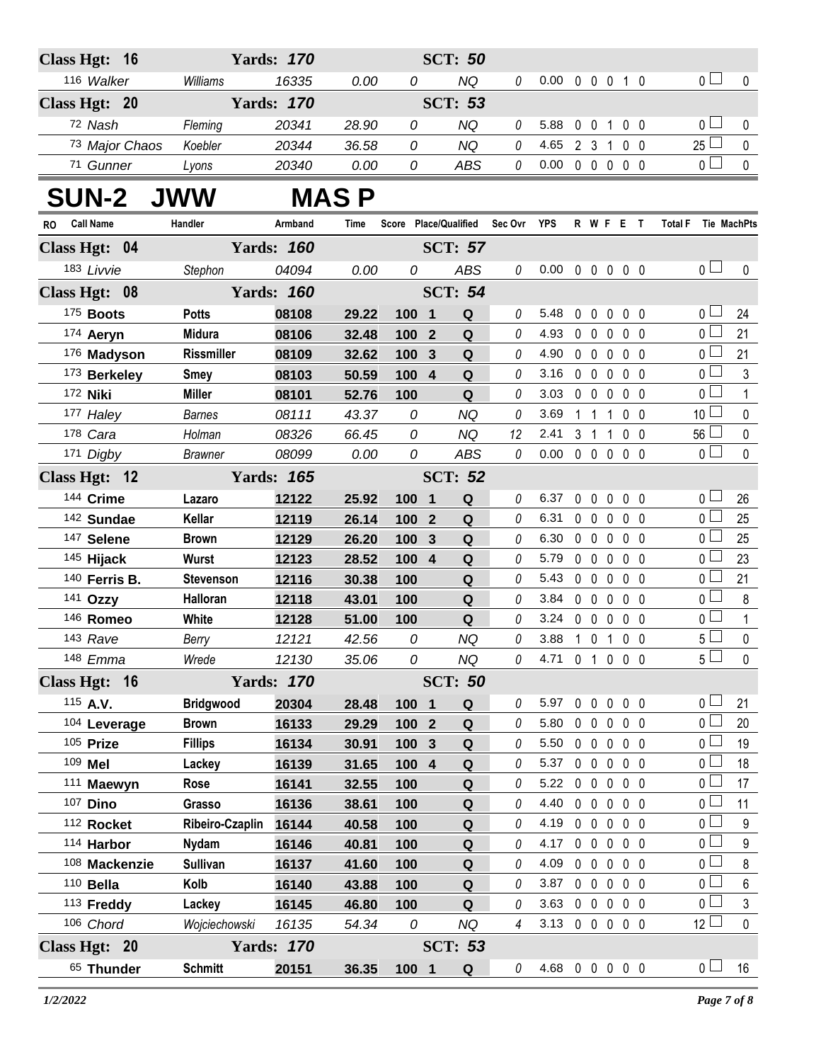| RO | Call Name | Handler | Armband | Time | Score | Place/Qualified | | Sec Ovr | YPS | R | W | F | E | T | Total F | Tie | MachPts |
|---|---|---|---|---|---|---|---|---|---|---|---|---|---|---|---|---|---|
| **Class Hgt: 16** | | **Yards: 170** | | | | **SCT: 50** | | | | | | | | | | | |
| 116 | Walker | Williams | 16335 | 0.00 | 0 | | NQ | 0 | 0.00 | 0 | 0 | 0 | 1 | 0 | 0 | ☐ | 0 |
| **Class Hgt: 20** | | **Yards: 170** | | | | **SCT: 53** | | | | | | | | | | | |
| 72 | Nash | Fleming | 20341 | 28.90 | 0 | | NQ | 0 | 5.88 | 0 | 0 | 1 | 0 | 0 | 0 | ☐ | 0 |
| 73 | Major Chaos | Koebler | 20344 | 36.58 | 0 | | NQ | 0 | 4.65 | 2 | 3 | 1 | 0 | 0 | 25 | ☐ | 0 |
| 71 | Gunner | Lyons | 20340 | 0.00 | 0 | | ABS | 0 | 0.00 | 0 | 0 | 0 | 0 | 0 | 0 | ☐ | 0 |

# SUN-2 JWW MAS P

| RO | Call Name | Handler | Armband | Time | Score | Place/Qualified | | Sec Ovr | YPS | R | W | F | E | T | Total F | Tie | MachPts |
|---|---|---|---|---|---|---|---|---|---|---|---|---|---|---|---|---|---|
| **Class Hgt: 04** | | **Yards: 160** | | | | **SCT: 57** | | | | | | | | | | | |
| 183 | Livvie | Stephon | 04094 | 0.00 | 0 | | ABS | 0 | 0.00 | 0 | 0 | 0 | 0 | 0 | 0 | ☐ | 0 |
| **Class Hgt: 08** | | **Yards: 160** | | | | **SCT: 54** | | | | | | | | | | | |
| 175 | **Boots** | **Potts** | **08108** | **29.22** | **100** | **1** | **Q** | 0 | 5.48 | 0 | 0 | 0 | 0 | 0 | 0 | ☐ | 24 |
| 174 | **Aeryn** | **Midura** | **08106** | **32.48** | **100** | **2** | **Q** | 0 | 4.93 | 0 | 0 | 0 | 0 | 0 | 0 | ☐ | 21 |
| 176 | **Madyson** | **Rissmiller** | **08109** | **32.62** | **100** | **3** | **Q** | 0 | 4.90 | 0 | 0 | 0 | 0 | 0 | 0 | ☐ | 21 |
| 173 | **Berkeley** | **Smey** | **08103** | **50.59** | **100** | **4** | **Q** | 0 | 3.16 | 0 | 0 | 0 | 0 | 0 | 0 | ☐ | 3 |
| 172 | **Niki** | **Miller** | **08101** | **52.76** | **100** | | **Q** | 0 | 3.03 | 0 | 0 | 0 | 0 | 0 | 0 | ☐ | 1 |
| 177 | Haley | Barnes | 08111 | 43.37 | 0 | | NQ | 0 | 3.69 | 1 | 1 | 1 | 0 | 0 | 10 | ☐ | 0 |
| 178 | Cara | Holman | 08326 | 66.45 | 0 | | NQ | 12 | 2.41 | 3 | 1 | 1 | 0 | 0 | 56 | ☐ | 0 |
| 171 | Digby | Brawner | 08099 | 0.00 | 0 | | ABS | 0 | 0.00 | 0 | 0 | 0 | 0 | 0 | 0 | ☐ | 0 |
| **Class Hgt: 12** | | **Yards: 165** | | | | **SCT: 52** | | | | | | | | | | | |
| 144 | **Crime** | **Lazaro** | **12122** | **25.92** | **100** | **1** | **Q** | 0 | 6.37 | 0 | 0 | 0 | 0 | 0 | 0 | ☐ | 26 |
| 142 | **Sundae** | **Kellar** | **12119** | **26.14** | **100** | **2** | **Q** | 0 | 6.31 | 0 | 0 | 0 | 0 | 0 | 0 | ☐ | 25 |
| 147 | **Selene** | **Brown** | **12129** | **26.20** | **100** | **3** | **Q** | 0 | 6.30 | 0 | 0 | 0 | 0 | 0 | 0 | ☐ | 25 |
| 145 | **Hijack** | **Wurst** | **12123** | **28.52** | **100** | **4** | **Q** | 0 | 5.79 | 0 | 0 | 0 | 0 | 0 | 0 | ☐ | 23 |
| 140 | **Ferris B.** | **Stevenson** | **12116** | **30.38** | **100** | | **Q** | 0 | 5.43 | 0 | 0 | 0 | 0 | 0 | 0 | ☐ | 21 |
| 141 | **Ozzy** | **Halloran** | **12118** | **43.01** | **100** | | **Q** | 0 | 3.84 | 0 | 0 | 0 | 0 | 0 | 0 | ☐ | 8 |
| 146 | **Romeo** | **White** | **12128** | **51.00** | **100** | | **Q** | 0 | 3.24 | 0 | 0 | 0 | 0 | 0 | 0 | ☐ | 1 |
| 143 | Rave | Berry | 12121 | 42.56 | 0 | | NQ | 0 | 3.88 | 1 | 0 | 1 | 0 | 0 | 5 | ☐ | 0 |
| 148 | Emma | Wrede | 12130 | 35.06 | 0 | | NQ | 0 | 4.71 | 0 | 1 | 0 | 0 | 0 | 5 | ☐ | 0 |
| **Class Hgt: 16** | | **Yards: 170** | | | | **SCT: 50** | | | | | | | | | | | |
| 115 | **A.V.** | **Bridgwood** | **20304** | **28.48** | **100** | **1** | **Q** | 0 | 5.97 | 0 | 0 | 0 | 0 | 0 | 0 | ☐ | 21 |
| 104 | **Leverage** | **Brown** | **16133** | **29.29** | **100** | **2** | **Q** | 0 | 5.80 | 0 | 0 | 0 | 0 | 0 | 0 | ☐ | 20 |
| 105 | **Prize** | **Fillips** | **16134** | **30.91** | **100** | **3** | **Q** | 0 | 5.50 | 0 | 0 | 0 | 0 | 0 | 0 | ☐ | 19 |
| 109 | **Mel** | **Lackey** | **16139** | **31.65** | **100** | **4** | **Q** | 0 | 5.37 | 0 | 0 | 0 | 0 | 0 | 0 | ☐ | 18 |
| 111 | **Maewyn** | **Rose** | **16141** | **32.55** | **100** | | **Q** | 0 | 5.22 | 0 | 0 | 0 | 0 | 0 | 0 | ☐ | 17 |
| 107 | **Dino** | **Grasso** | **16136** | **38.61** | **100** | | **Q** | 0 | 4.40 | 0 | 0 | 0 | 0 | 0 | 0 | ☐ | 11 |
| 112 | **Rocket** | **Ribeiro-Czaplin** | **16144** | **40.58** | **100** | | **Q** | 0 | 4.19 | 0 | 0 | 0 | 0 | 0 | 0 | ☐ | 9 |
| 114 | **Harbor** | **Nydam** | **16146** | **40.81** | **100** | | **Q** | 0 | 4.17 | 0 | 0 | 0 | 0 | 0 | 0 | ☐ | 9 |
| 108 | **Mackenzie** | **Sullivan** | **16137** | **41.60** | **100** | | **Q** | 0 | 4.09 | 0 | 0 | 0 | 0 | 0 | 0 | ☐ | 8 |
| 110 | **Bella** | **Kolb** | **16140** | **43.88** | **100** | | **Q** | 0 | 3.87 | 0 | 0 | 0 | 0 | 0 | 0 | ☐ | 6 |
| 113 | **Freddy** | **Lackey** | **16145** | **46.80** | **100** | | **Q** | 0 | 3.63 | 0 | 0 | 0 | 0 | 0 | 0 | ☐ | 3 |
| 106 | Chord | Wojciechowski | 16135 | 54.34 | 0 | | NQ | 4 | 3.13 | 0 | 0 | 0 | 0 | 0 | 12 | ☐ | 0 |
| **Class Hgt: 20** | | **Yards: 170** | | | | **SCT: 53** | | | | | | | | | | | |
| 65 | **Thunder** | **Schmitt** | **20151** | **36.35** | **100** | **1** | **Q** | 0 | 4.68 | 0 | 0 | 0 | 0 | 0 | 0 | ☐ | 16 |

*1/2/2022*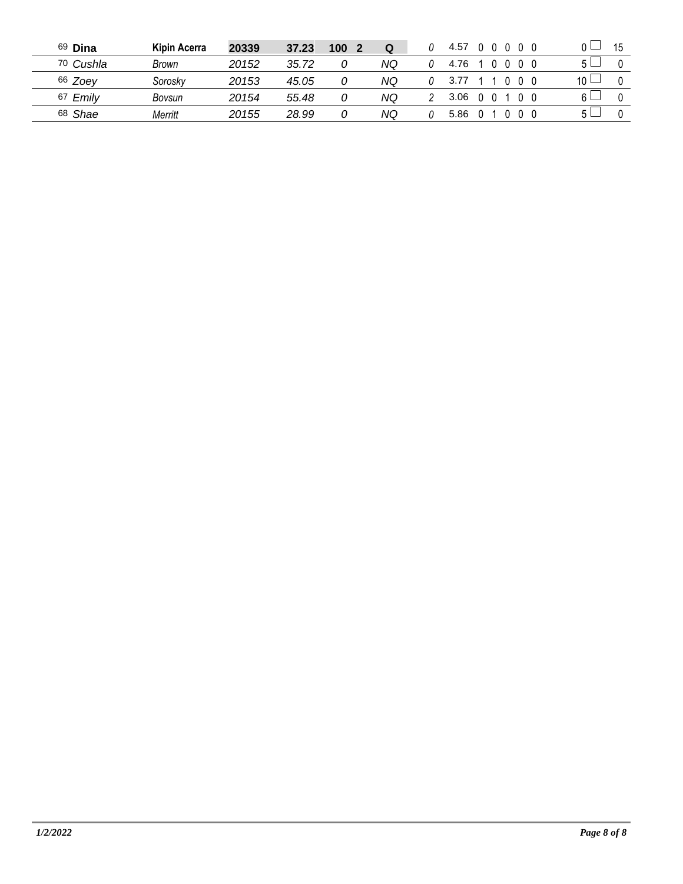| | | | | | | | | | | | | | | | | |
|---|---|---|---|---|---|---|---|---|---|---|---|---|---|---|---|---|
| 69 **Dina** | **Kipin Acerra** | **20339** | **37.23** | **100** | **2** | **Q** | *0* | 4.57 | 0 | 0 | 0 | 0 | 0 | 0 | ☐ | 15 |
| 70 *Cushla* | *Brown* | *20152* | *35.72* | *0* | | *NQ* | *0* | 4.76 | 1 | 0 | 0 | 0 | 0 | 5 | ☐ | 0 |
| 66 *Zoey* | *Sorosky* | *20153* | *45.05* | *0* | | *NQ* | *0* | 3.77 | 1 | 1 | 0 | 0 | 0 | 10 | ☐ | 0 |
| 67 *Emily* | *Bovsun* | *20154* | *55.48* | *0* | | *NQ* | *2* | 3.06 | 0 | 0 | 1 | 0 | 0 | 6 | ☐ | 0 |
| 68 *Shae* | *Merritt* | *20155* | *28.99* | *0* | | *NQ* | *0* | 5.86 | 0 | 1 | 0 | 0 | 0 | 5 | ☐ | 0 |

*1/2/2022*